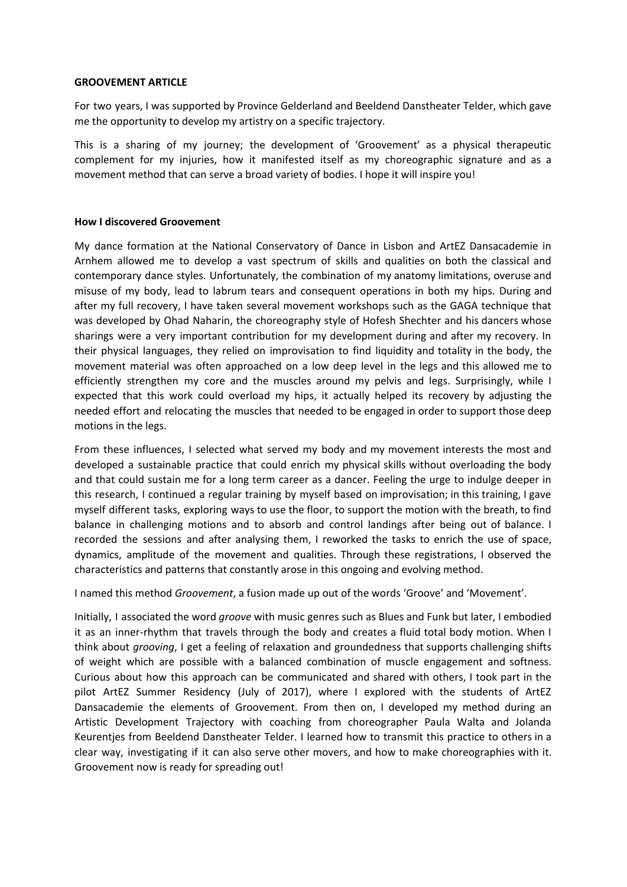**GROOVEMENT ARTICLE**

For two years, I was supported by Province Gelderland and Beeldend Danstheater Telder, which gave me the opportunity to develop my artistry on a specific trajectory.

This is a sharing of my journey; the development of 'Groovement' as a physical therapeutic complement for my injuries, how it manifested itself as my choreographic signature and as a movement method that can serve a broad variety of bodies. I hope it will inspire you!

**How I discovered Groovement**

My dance formation at the National Conservatory of Dance in Lisbon and ArtEZ Dansacademie in Arnhem allowed me to develop a vast spectrum of skills and qualities on both the classical and contemporary dance styles. Unfortunately, the combination of my anatomy limitations, overuse and misuse of my body, lead to labrum tears and consequent operations in both my hips. During and after my full recovery, I have taken several movement workshops such as the GAGA technique that was developed by Ohad Naharin, the choreography style of Hofesh Shechter and his dancers whose sharings were a very important contribution for my development during and after my recovery. In their physical languages, they relied on improvisation to find liquidity and totality in the body, the movement material was often approached on a low deep level in the legs and this allowed me to efficiently strengthen my core and the muscles around my pelvis and legs. Surprisingly, while I expected that this work could overload my hips, it actually helped its recovery by adjusting the needed effort and relocating the muscles that needed to be engaged in order to support those deep motions in the legs.

From these influences, I selected what served my body and my movement interests the most and developed a sustainable practice that could enrich my physical skills without overloading the body and that could sustain me for a long term career as a dancer. Feeling the urge to indulge deeper in this research, I continued a regular training by myself based on improvisation; in this training, I gave myself different tasks, exploring ways to use the floor, to support the motion with the breath, to find balance in challenging motions and to absorb and control landings after being out of balance. I recorded the sessions and after analysing them, I reworked the tasks to enrich the use of space, dynamics, amplitude of the movement and qualities. Through these registrations, I observed the characteristics and patterns that constantly arose in this ongoing and evolving method.

I named this method *Groovement*, a fusion made up out of the words 'Groove' and 'Movement'.

Initially, I associated the word *groove* with music genres such as Blues and Funk but later, I embodied it as an inner-rhythm that travels through the body and creates a fluid total body motion. When I think about *grooving*, I get a feeling of relaxation and groundedness that supports challenging shifts of weight which are possible with a balanced combination of muscle engagement and softness. Curious about how this approach can be communicated and shared with others, I took part in the pilot ArtEZ Summer Residency (July of 2017), where I explored with the students of ArtEZ Dansacademie the elements of Groovement. From then on, I developed my method during an Artistic Development Trajectory with coaching from choreographer Paula Walta and Jolanda Keurentjes from Beeldend Danstheater Telder. I learned how to transmit this practice to others in a clear way, investigating if it can also serve other movers, and how to make choreographies with it. Groovement now is ready for spreading out!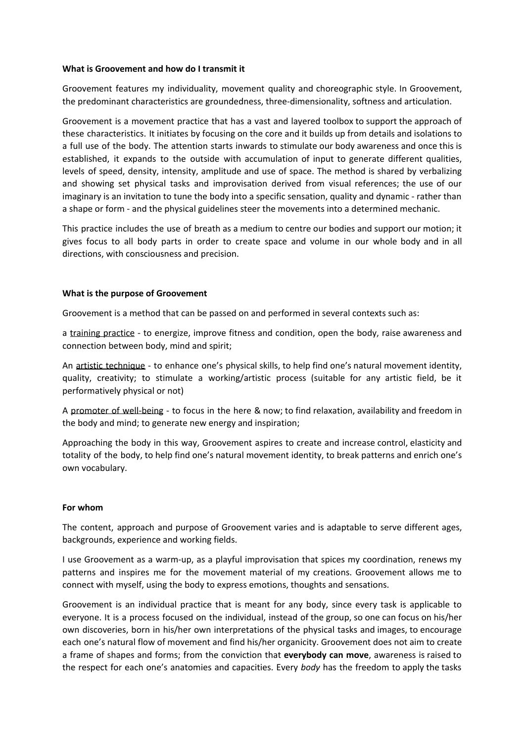**What is Groovement and how do I transmit it**

Groovement features my individuality, movement quality and choreographic style. In Groovement, the predominant characteristics are groundedness, three-dimensionality, softness and articulation.

Groovement is a movement practice that has a vast and layered toolbox to support the approach of these characteristics. It initiates by focusing on the core and it builds up from details and isolations to a full use of the body. The attention starts inwards to stimulate our body awareness and once this is established, it expands to the outside with accumulation of input to generate different qualities, levels of speed, density, intensity, amplitude and use of space. The method is shared by verbalizing and showing set physical tasks and improvisation derived from visual references; the use of our imaginary is an invitation to tune the body into a specific sensation, quality and dynamic - rather than a shape or form - and the physical guidelines steer the movements into a determined mechanic.

This practice includes the use of breath as a medium to centre our bodies and support our motion; it gives focus to all body parts in order to create space and volume in our whole body and in all directions, with consciousness and precision.

**What is the purpose of Groovement**

Groovement is a method that can be passed on and performed in several contexts such as:

a <u>training practice</u> - to energize, improve fitness and condition, open the body, raise awareness and connection between body, mind and spirit;

An <u>artistic technique</u> - to enhance one's physical skills, to help find one's natural movement identity, quality, creativity; to stimulate a working/artistic process (suitable for any artistic field, be it performatively physical or not)

A <u>promoter of well-being</u> - to focus in the here & now; to find relaxation, availability and freedom in the body and mind; to generate new energy and inspiration;

Approaching the body in this way, Groovement aspires to create and increase control, elasticity and totality of the body, to help find one's natural movement identity, to break patterns and enrich one's own vocabulary.

**For whom**

The content, approach and purpose of Groovement varies and is adaptable to serve different ages, backgrounds, experience and working fields.

I use Groovement as a warm-up, as a playful improvisation that spices my coordination, renews my patterns and inspires me for the movement material of my creations. Groovement allows me to connect with myself, using the body to express emotions, thoughts and sensations.

Groovement is an individual practice that is meant for any body, since every task is applicable to everyone. It is a process focused on the individual, instead of the group, so one can focus on his/her own discoveries, born in his/her own interpretations of the physical tasks and images, to encourage each one's natural flow of movement and find his/her organicity. Groovement does not aim to create a frame of shapes and forms; from the conviction that **everybody can move**, awareness is raised to the respect for each one's anatomies and capacities. Every *body* has the freedom to apply the tasks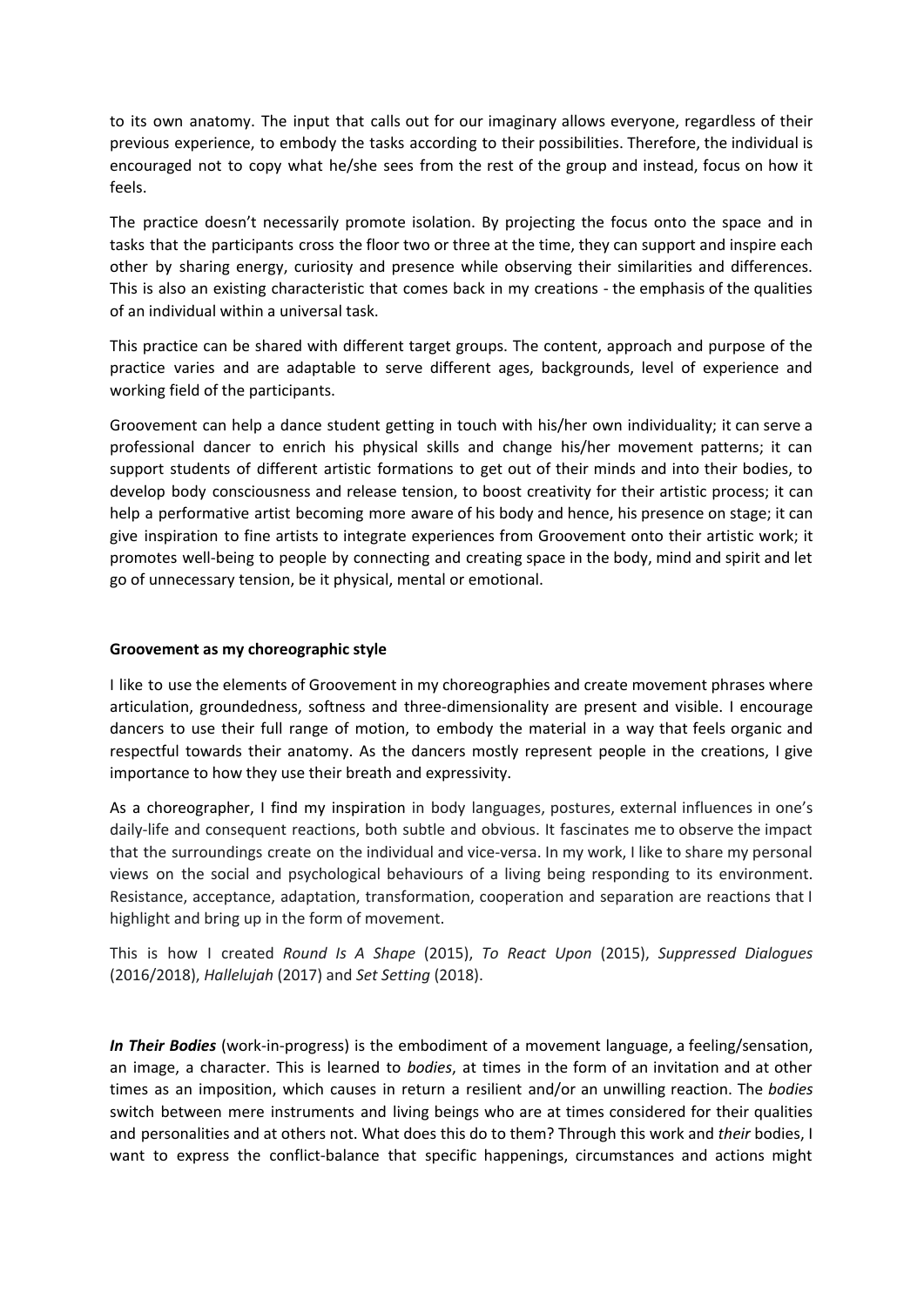to its own anatomy. The input that calls out for our imaginary allows everyone, regardless of their previous experience, to embody the tasks according to their possibilities. Therefore, the individual is encouraged not to copy what he/she sees from the rest of the group and instead, focus on how it feels.

The practice doesn't necessarily promote isolation. By projecting the focus onto the space and in tasks that the participants cross the floor two or three at the time, they can support and inspire each other by sharing energy, curiosity and presence while observing their similarities and differences. This is also an existing characteristic that comes back in my creations - the emphasis of the qualities of an individual within a universal task.

This practice can be shared with different target groups. The content, approach and purpose of the practice varies and are adaptable to serve different ages, backgrounds, level of experience and working field of the participants.

Groovement can help a dance student getting in touch with his/her own individuality; it can serve a professional dancer to enrich his physical skills and change his/her movement patterns; it can support students of different artistic formations to get out of their minds and into their bodies, to develop body consciousness and release tension, to boost creativity for their artistic process; it can help a performative artist becoming more aware of his body and hence, his presence on stage; it can give inspiration to fine artists to integrate experiences from Groovement onto their artistic work; it promotes well-being to people by connecting and creating space in the body, mind and spirit and let go of unnecessary tension, be it physical, mental or emotional.

**Groovement as my choreographic style**

I like to use the elements of Groovement in my choreographies and create movement phrases where articulation, groundedness, softness and three-dimensionality are present and visible. I encourage dancers to use their full range of motion, to embody the material in a way that feels organic and respectful towards their anatomy. As the dancers mostly represent people in the creations, I give importance to how they use their breath and expressivity.

As a choreographer, I find my inspiration in body languages, postures, external influences in one's daily-life and consequent reactions, both subtle and obvious. It fascinates me to observe the impact that the surroundings create on the individual and vice-versa. In my work, I like to share my personal views on the social and psychological behaviours of a living being responding to its environment. Resistance, acceptance, adaptation, transformation, cooperation and separation are reactions that I highlight and bring up in the form of movement.

This is how I created *Round Is A Shape* (2015), *To React Upon* (2015), *Suppressed Dialogues* (2016/2018), *Hallelujah* (2017) and *Set Setting* (2018).

***In Their Bodies*** (work-in-progress) is the embodiment of a movement language, a feeling/sensation, an image, a character. This is learned to *bodies*, at times in the form of an invitation and at other times as an imposition, which causes in return a resilient and/or an unwilling reaction. The *bodies* switch between mere instruments and living beings who are at times considered for their qualities and personalities and at others not. What does this do to them? Through this work and *their* bodies, I want to express the conflict-balance that specific happenings, circumstances and actions might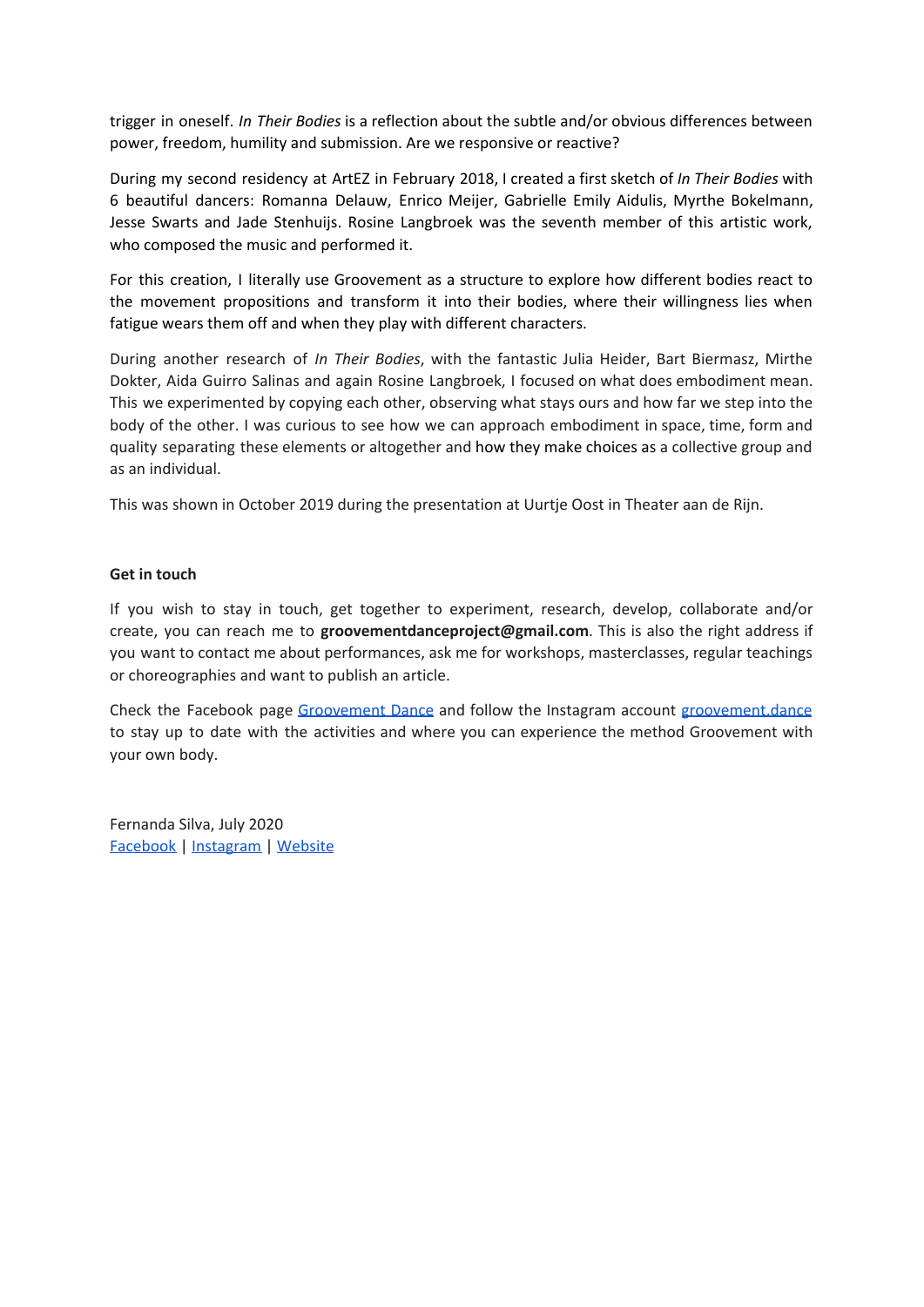trigger in oneself. *In Their Bodies* is a reflection about the subtle and/or obvious differences between power, freedom, humility and submission. Are we responsive or reactive?

During my second residency at ArtEZ in February 2018, I created a first sketch of *In Their Bodies* with 6 beautiful dancers: Romanna Delauw, Enrico Meijer, Gabrielle Emily Aidulis, Myrthe Bokelmann, Jesse Swarts and Jade Stenhuijs. Rosine Langbroek was the seventh member of this artistic work, who composed the music and performed it.

For this creation, I literally use Groovement as a structure to explore how different bodies react to the movement propositions and transform it into their bodies, where their willingness lies when fatigue wears them off and when they play with different characters.

During another research of *In Their Bodies*, with the fantastic Julia Heider, Bart Biermasz, Mirthe Dokter, Aida Guirro Salinas and again Rosine Langbroek, I focused on what does embodiment mean. This we experimented by copying each other, observing what stays ours and how far we step into the body of the other. I was curious to see how we can approach embodiment in space, time, form and quality separating these elements or altogether and how they make choices as a collective group and as an individual.

This was shown in October 2019 during the presentation at Uurtje Oost in Theater aan de Rijn.

**Get in touch**

If you wish to stay in touch, get together to experiment, research, develop, collaborate and/or create, you can reach me to **groovementdanceproject@gmail.com**. This is also the right address if you want to contact me about performances, ask me for workshops, masterclasses, regular teachings or choreographies and want to publish an article.

Check the Facebook page Groovement Dance and follow the Instagram account groovement.dance to stay up to date with the activities and where you can experience the method Groovement with your own body.

Fernanda Silva, July 2020
Facebook | Instagram | Website